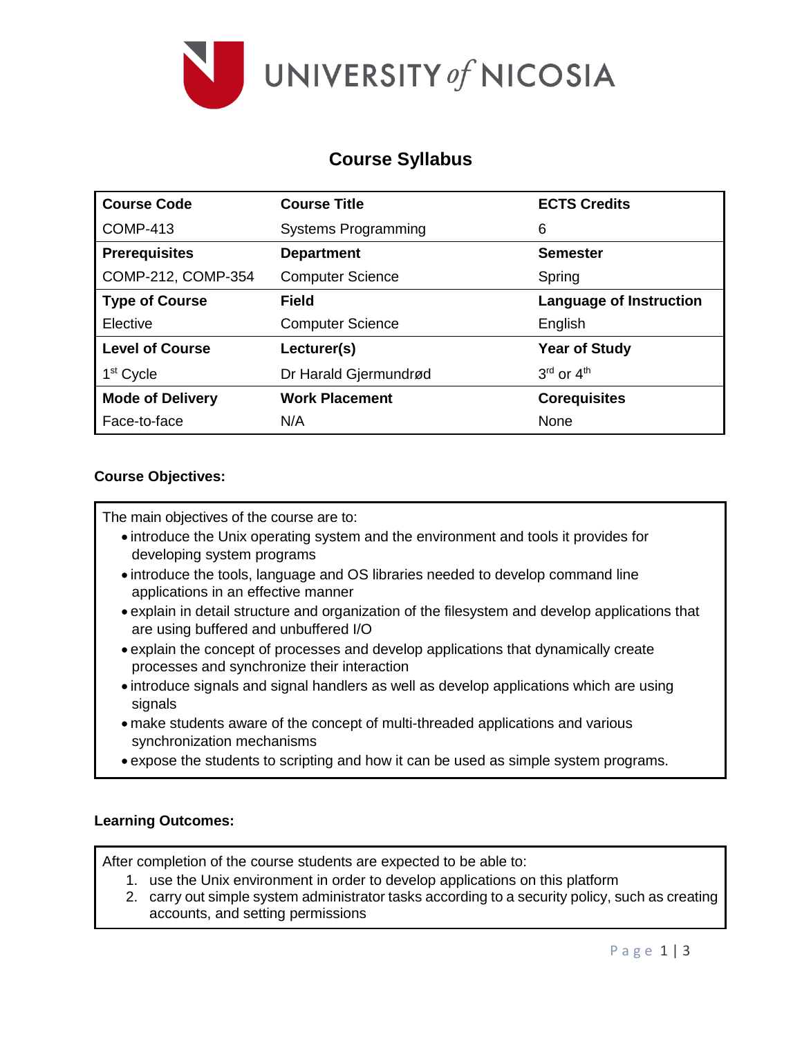# UNIVERSITY of NICOSIA

## Course Syllabus

| Course Code | Course Title | ECTS Credits |
|---|---|---|
| COMP-413 | Systems Programming | 6 |
| **Prerequisites** | **Department** | **Semester** |
| COMP-212, COMP-354 | Computer Science | Spring |
| **Type of Course** | **Field** | **Language of Instruction** |
| Elective | Computer Science | English |
| **Level of Course** | **Lecturer(s)** | **Year of Study** |
| 1st Cycle | Dr Harald Gjermundrød | 3rd or 4th |
| **Mode of Delivery** | **Work Placement** | **Corequisites** |
| Face-to-face | N/A | None |

### Course Objectives:

The main objectives of the course are to:

- introduce the Unix operating system and the environment and tools it provides for developing system programs
- introduce the tools, language and OS libraries needed to develop command line applications in an effective manner
- explain in detail structure and organization of the filesystem and develop applications that are using buffered and unbuffered I/O
- explain the concept of processes and develop applications that dynamically create processes and synchronize their interaction
- introduce signals and signal handlers as well as develop applications which are using signals
- make students aware of the concept of multi-threaded applications and various synchronization mechanisms
- expose the students to scripting and how it can be used as simple system programs.

### Learning Outcomes:

After completion of the course students are expected to be able to:

1. use the Unix environment in order to develop applications on this platform
2. carry out simple system administrator tasks according to a security policy, such as creating accounts, and setting permissions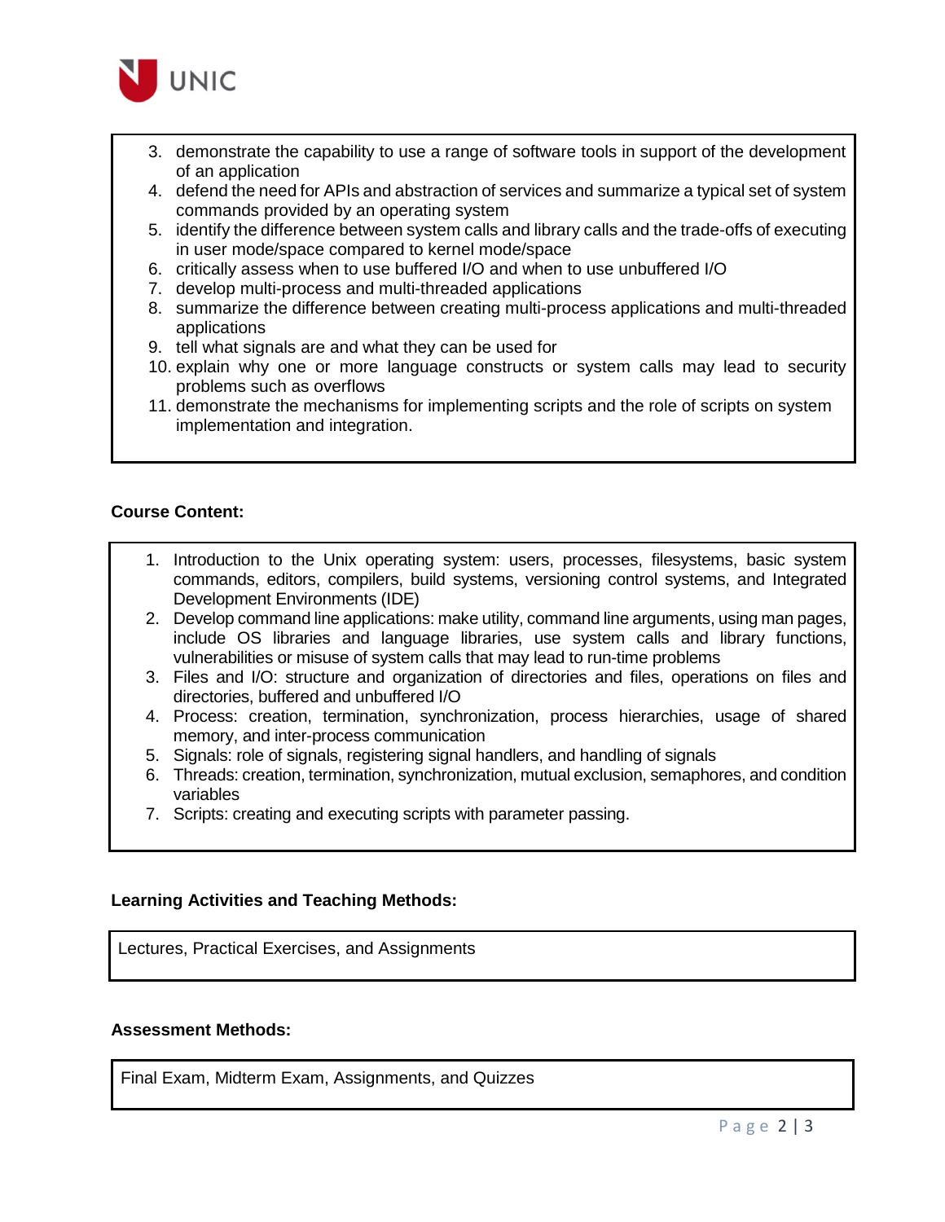3. demonstrate the capability to use a range of software tools in support of the development of an application
4. defend the need for APIs and abstraction of services and summarize a typical set of system commands provided by an operating system
5. identify the difference between system calls and library calls and the trade-offs of executing in user mode/space compared to kernel mode/space
6. critically assess when to use buffered I/O and when to use unbuffered I/O
7. develop multi-process and multi-threaded applications
8. summarize the difference between creating multi-process applications and multi-threaded applications
9. tell what signals are and what they can be used for
10. explain why one or more language constructs or system calls may lead to security problems such as overflows
11. demonstrate the mechanisms for implementing scripts and the role of scripts on system implementation and integration.

**Course Content:**

1. Introduction to the Unix operating system: users, processes, filesystems, basic system commands, editors, compilers, build systems, versioning control systems, and Integrated Development Environments (IDE)
2. Develop command line applications: make utility, command line arguments, using man pages, include OS libraries and language libraries, use system calls and library functions, vulnerabilities or misuse of system calls that may lead to run-time problems
3. Files and I/O: structure and organization of directories and files, operations on files and directories, buffered and unbuffered I/O
4. Process: creation, termination, synchronization, process hierarchies, usage of shared memory, and inter-process communication
5. Signals: role of signals, registering signal handlers, and handling of signals
6. Threads: creation, termination, synchronization, mutual exclusion, semaphores, and condition variables
7. Scripts: creating and executing scripts with parameter passing.

**Learning Activities and Teaching Methods:**

Lectures, Practical Exercises, and Assignments

**Assessment Methods:**

Final Exam, Midterm Exam, Assignments, and Quizzes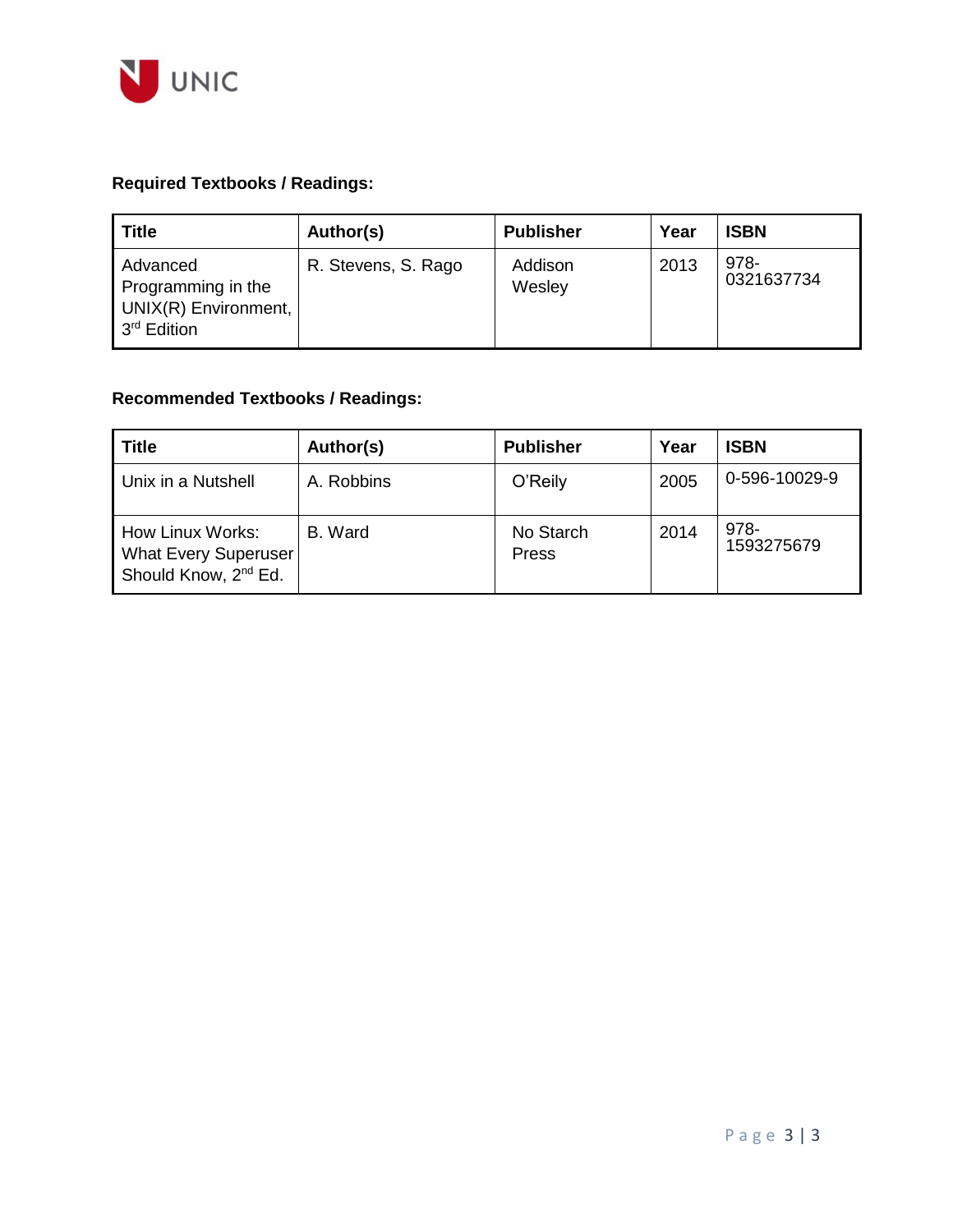**Required Textbooks / Readings:**

| Title | Author(s) | Publisher | Year | ISBN |
|---|---|---|---|---|
| Advanced Programming in the UNIX(R) Environment, 3rd Edition | R. Stevens, S. Rago | Addison Wesley | 2013 | 978-0321637734 |

**Recommended Textbooks / Readings:**

| Title | Author(s) | Publisher | Year | ISBN |
|---|---|---|---|---|
| Unix in a Nutshell | A. Robbins | O'Reily | 2005 | 0-596-10029-9 |
| How Linux Works: What Every Superuser Should Know, 2nd Ed. | B. Ward | No Starch Press | 2014 | 978-1593275679 |